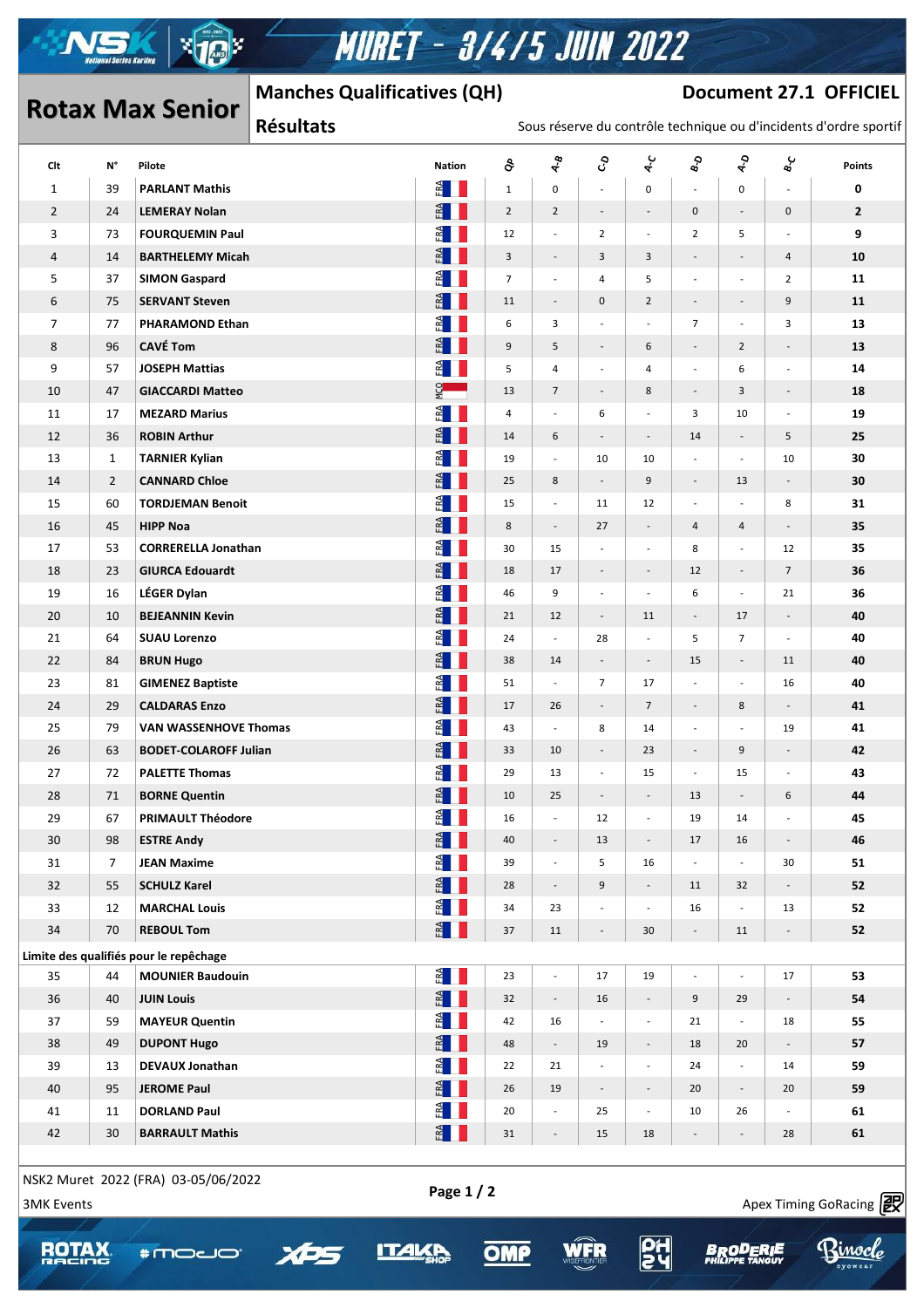# MURET - 3/4/5 JUIN 2022

## Rotax Max Senior

**Manches Qualificatives (QH)** — **Document 27.1 OFFICIEL**

**Résultats** — Sous réserve du contrôle technique ou d'incidents d'ordre sportif

| Clt | N° | Pilote | Nation | QP | A-B | C-D | A-C | B-D | A-D | B-C | Points |
|---|---|---|---|---|---|---|---|---|---|---|---|
| 1 | 39 | PARLANT Mathis | FRA | 1 | 0 | - | 0 | - | 0 | - | **0** |
| 2 | 24 | LEMERAY Nolan | FRA | 2 | 2 | - | - | 0 | - | 0 | **2** |
| 3 | 73 | FOURQUEMIN Paul | FRA | 12 | - | 2 | - | 2 | 5 | - | **9** |
| 4 | 14 | BARTHELEMY Micah | FRA | 3 | - | 3 | 3 | - | - | 4 | **10** |
| 5 | 37 | SIMON Gaspard | FRA | 7 | - | 4 | 5 | - | - | 2 | **11** |
| 6 | 75 | SERVANT Steven | FRA | 11 | - | 0 | 2 | - | - | 9 | **11** |
| 7 | 77 | PHARAMOND Ethan | FRA | 6 | 3 | - | - | 7 | - | 3 | **13** |
| 8 | 96 | CAVÉ Tom | FRA | 9 | 5 | - | 6 | - | 2 | - | **13** |
| 9 | 57 | JOSEPH Mattias | FRA | 5 | 4 | - | 4 | - | 6 | - | **14** |
| 10 | 47 | GIACCARDI Matteo | MCO | 13 | 7 | - | 8 | - | 3 | - | **18** |
| 11 | 17 | MEZARD Marius | FRA | 4 | - | 6 | - | 3 | 10 | - | **19** |
| 12 | 36 | ROBIN Arthur | FRA | 14 | 6 | - | - | 14 | - | 5 | **25** |
| 13 | 1 | TARNIER Kylian | FRA | 19 | - | 10 | 10 | - | - | 10 | **30** |
| 14 | 2 | CANNARD Chloe | FRA | 25 | 8 | - | 9 | - | 13 | - | **30** |
| 15 | 60 | TORDJEMAN Benoit | FRA | 15 | - | 11 | 12 | - | - | 8 | **31** |
| 16 | 45 | HIPP Noa | FRA | 8 | - | 27 | - | 4 | 4 | - | **35** |
| 17 | 53 | CORRERELLA Jonathan | FRA | 30 | 15 | - | - | 8 | - | 12 | **35** |
| 18 | 23 | GIURCA Edouardt | FRA | 18 | 17 | - | - | 12 | - | 7 | **36** |
| 19 | 16 | LÉGER Dylan | FRA | 46 | 9 | - | - | 6 | - | 21 | **36** |
| 20 | 10 | BEJEANNIN Kevin | FRA | 21 | 12 | - | 11 | - | 17 | - | **40** |
| 21 | 64 | SUAU Lorenzo | FRA | 24 | - | 28 | - | 5 | 7 | - | **40** |
| 22 | 84 | BRUN Hugo | FRA | 38 | 14 | - | - | 15 | - | 11 | **40** |
| 23 | 81 | GIMENEZ Baptiste | FRA | 51 | - | 7 | 17 | - | - | 16 | **40** |
| 24 | 29 | CALDARAS Enzo | FRA | 17 | 26 | - | 7 | - | 8 | - | **41** |
| 25 | 79 | VAN WASSENHOVE Thomas | FRA | 43 | - | 8 | 14 | - | - | 19 | **41** |
| 26 | 63 | BODET-COLAROFF Julian | FRA | 33 | 10 | - | 23 | - | 9 | - | **42** |
| 27 | 72 | PALETTE Thomas | FRA | 29 | 13 | - | 15 | - | 15 | - | **43** |
| 28 | 71 | BORNE Quentin | FRA | 10 | 25 | - | - | 13 | - | 6 | **44** |
| 29 | 67 | PRIMAULT Théodore | FRA | 16 | - | 12 | - | 19 | 14 | - | **45** |
| 30 | 98 | ESTRE Andy | FRA | 40 | - | 13 | - | 17 | 16 | - | **46** |
| 31 | 7 | JEAN Maxime | FRA | 39 | - | 5 | 16 | - | - | 30 | **51** |
| 32 | 55 | SCHULZ Karel | FRA | 28 | - | 9 | - | 11 | 32 | - | **52** |
| 33 | 12 | MARCHAL Louis | FRA | 34 | 23 | - | - | 16 | - | 13 | **52** |
| 34 | 70 | REBOUL Tom | FRA | 37 | 11 | - | 30 | - | 11 | - | **52** |
| **Limite des qualifiés pour le repêchage** | | | | | | | | | | | |
| 35 | 44 | MOUNIER Baudouin | FRA | 23 | - | 17 | 19 | - | - | 17 | **53** |
| 36 | 40 | JUIN Louis | FRA | 32 | - | 16 | - | 9 | 29 | - | **54** |
| 37 | 59 | MAYEUR Quentin | FRA | 42 | 16 | - | - | 21 | - | 18 | **55** |
| 38 | 49 | DUPONT Hugo | FRA | 48 | - | 19 | - | 18 | 20 | - | **57** |
| 39 | 13 | DEVAUX Jonathan | FRA | 22 | 21 | - | - | 24 | - | 14 | **59** |
| 40 | 95 | JEROME Paul | FRA | 26 | 19 | - | - | 20 | - | 20 | **59** |
| 41 | 11 | DORLAND Paul | FRA | 20 | - | 25 | - | 10 | 26 | - | **61** |
| 42 | 30 | BARRAULT Mathis | FRA | 31 | - | 15 | 18 | - | - | 28 | **61** |

NSK2 Muret 2022 (FRA) 03-05/06/2022

3MK Events

Apex Timing GoRacing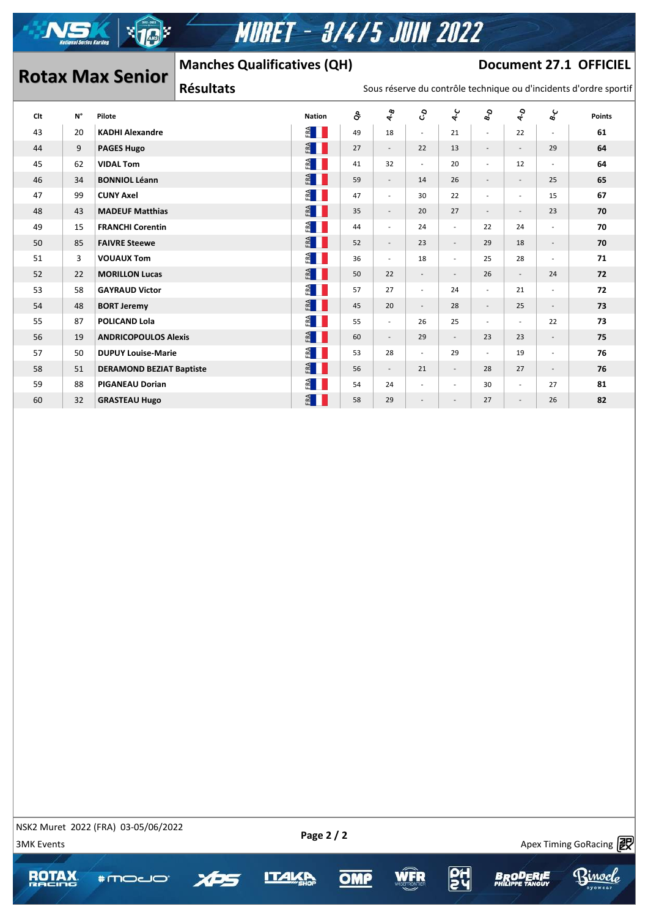## Rotax Max Senior

### Manches Qualificatives (QH)

### Document 27.1 OFFICIEL

### Résultats

Sous réserve du contrôle technique ou d'incidents d'ordre sportif

| Clt | N° | Pilote | Nation | QP | A-B | C-D | A-C | B-D | A-D | B-C | Points |
|---|---|---|---|---|---|---|---|---|---|---|---|
| 43 | 20 | **KADHI Alexandre** | FRA | 49 | 18 | - | 21 | - | 22 | - | **61** |
| 44 | 9 | **PAGES Hugo** | FRA | 27 | - | 22 | 13 | - | - | 29 | **64** |
| 45 | 62 | **VIDAL Tom** | FRA | 41 | 32 | - | 20 | - | 12 | - | **64** |
| 46 | 34 | **BONNIOL Léann** | FRA | 59 | - | 14 | 26 | - | - | 25 | **65** |
| 47 | 99 | **CUNY Axel** | FRA | 47 | - | 30 | 22 | - | - | 15 | **67** |
| 48 | 43 | **MADEUF Matthias** | FRA | 35 | - | 20 | 27 | - | - | 23 | **70** |
| 49 | 15 | **FRANCHI Corentin** | FRA | 44 | - | 24 | - | 22 | 24 | - | **70** |
| 50 | 85 | **FAIVRE Steewe** | FRA | 52 | - | 23 | - | 29 | 18 | - | **70** |
| 51 | 3 | **VOUAUX Tom** | FRA | 36 | - | 18 | - | 25 | 28 | - | **71** |
| 52 | 22 | **MORILLON Lucas** | FRA | 50 | 22 | - | - | 26 | - | 24 | **72** |
| 53 | 58 | **GAYRAUD Victor** | FRA | 57 | 27 | - | 24 | - | 21 | - | **72** |
| 54 | 48 | **BORT Jeremy** | FRA | 45 | 20 | - | 28 | - | 25 | - | **73** |
| 55 | 87 | **POLICAND Lola** | FRA | 55 | - | 26 | 25 | - | - | 22 | **73** |
| 56 | 19 | **ANDRICOPOULOS Alexis** | FRA | 60 | - | 29 | - | 23 | 23 | - | **75** |
| 57 | 50 | **DUPUY Louise-Marie** | FRA | 53 | 28 | - | 29 | - | 19 | - | **76** |
| 58 | 51 | **DERAMOND BEZIAT Baptiste** | FRA | 56 | - | 21 | - | 28 | 27 | - | **76** |
| 59 | 88 | **PIGANEAU Dorian** | FRA | 54 | 24 | - | - | 30 | - | 27 | **81** |
| 60 | 32 | **GRASTEAU Hugo** | FRA | 58 | 29 | - | - | 27 | - | 26 | **82** |

NSK2 Muret 2022 (FRA) 03-05/06/2022

3MK Events

Apex Timing GoRacing